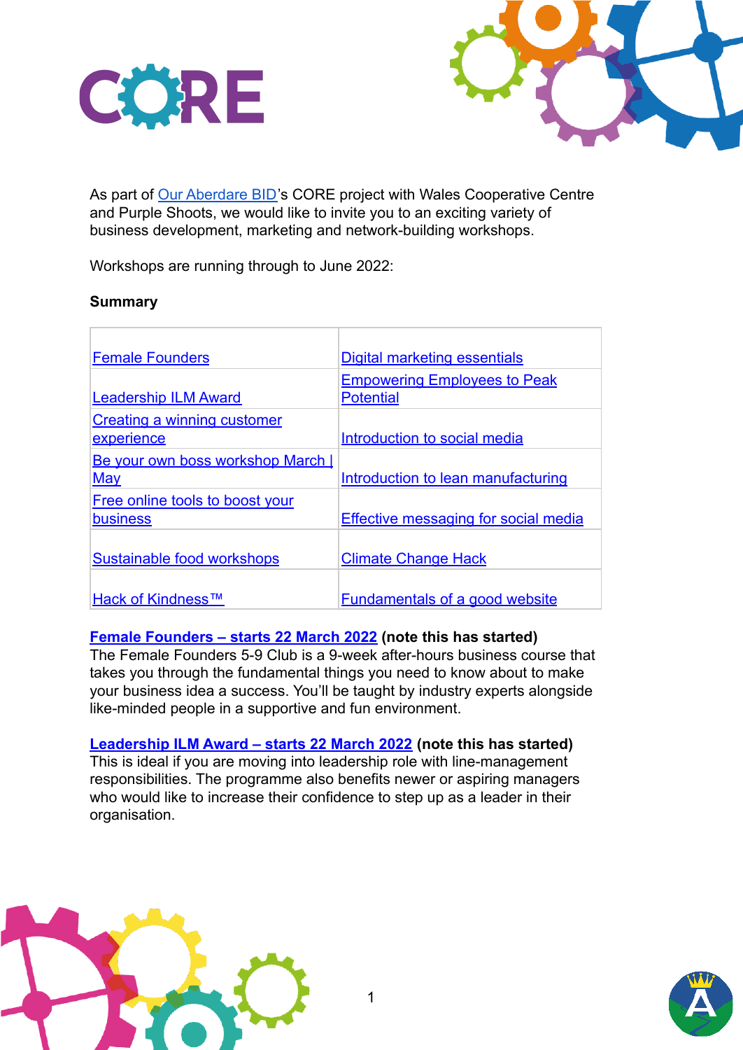# CORE

As part of Our Aberdare BID's CORE project with Wales Cooperative Centre and Purple Shoots, we would like to invite you to an exciting variety of business development, marketing and network-building workshops.

Workshops are running through to June 2022:

**Summary**

| | |
|---|---|
| Female Founders | Digital marketing essentials |
| Leadership ILM Award | Empowering Employees to Peak Potential |
| Creating a winning customer experience | Introduction to social media |
| Be your own boss workshop March \| May | Introduction to lean manufacturing |
| Free online tools to boost your business | Effective messaging for social media |
| Sustainable food workshops | Climate Change Hack |
| Hack of Kindness™ | Fundamentals of a good website |

**Female Founders – starts 22 March 2022 (note this has started)**
The Female Founders 5-9 Club is a 9-week after-hours business course that takes you through the fundamental things you need to know about to make your business idea a success. You'll be taught by industry experts alongside like-minded people in a supportive and fun environment.

**Leadership ILM Award – starts 22 March 2022 (note this has started)**
This is ideal if you are moving into leadership role with line-management responsibilities. The programme also benefits newer or aspiring managers who would like to increase their confidence to step up as a leader in their organisation.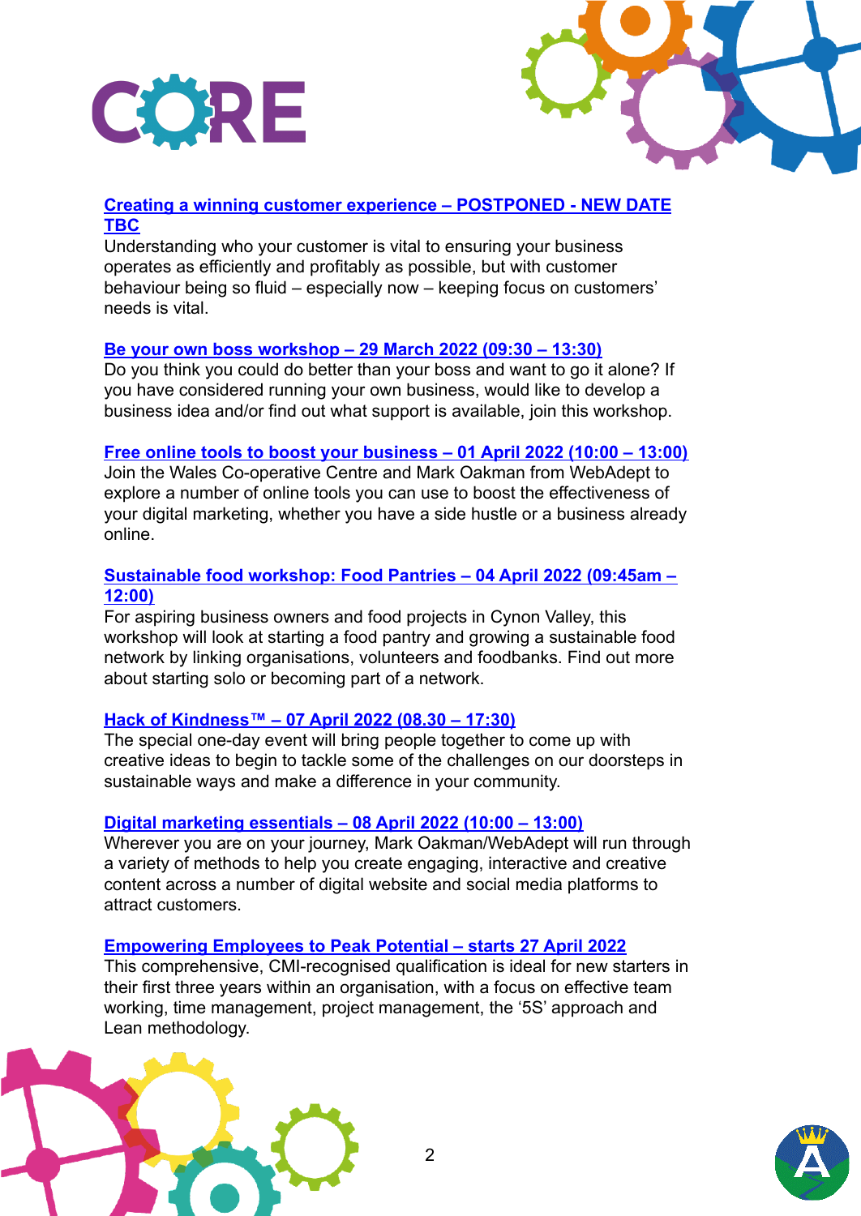**Creating a winning customer experience – POSTPONED - NEW DATE TBC**
Understanding who your customer is vital to ensuring your business operates as efficiently and profitably as possible, but with customer behaviour being so fluid – especially now – keeping focus on customers' needs is vital.

**Be your own boss workshop – 29 March 2022 (09:30 – 13:30)**
Do you think you could do better than your boss and want to go it alone? If you have considered running your own business, would like to develop a business idea and/or find out what support is available, join this workshop.

**Free online tools to boost your business – 01 April 2022 (10:00 – 13:00)**
Join the Wales Co-operative Centre and Mark Oakman from WebAdept to explore a number of online tools you can use to boost the effectiveness of your digital marketing, whether you have a side hustle or a business already online.

**Sustainable food workshop: Food Pantries – 04 April 2022 (09:45am – 12:00)**
For aspiring business owners and food projects in Cynon Valley, this workshop will look at starting a food pantry and growing a sustainable food network by linking organisations, volunteers and foodbanks. Find out more about starting solo or becoming part of a network.

**Hack of Kindness™ – 07 April 2022 (08.30 – 17:30)**
The special one-day event will bring people together to come up with creative ideas to begin to tackle some of the challenges on our doorsteps in sustainable ways and make a difference in your community.

**Digital marketing essentials – 08 April 2022 (10:00 – 13:00)**
Wherever you are on your journey, Mark Oakman/WebAdept will run through a variety of methods to help you create engaging, interactive and creative content across a number of digital website and social media platforms to attract customers.

**Empowering Employees to Peak Potential – starts 27 April 2022**
This comprehensive, CMI-recognised qualification is ideal for new starters in their first three years within an organisation, with a focus on effective team working, time management, project management, the '5S' approach and Lean methodology.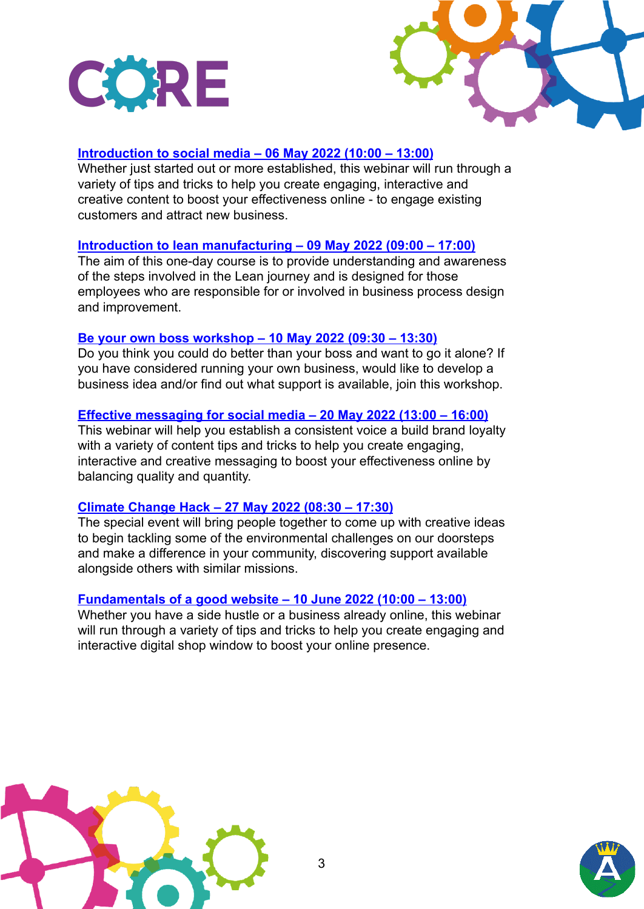**Introduction to social media – 06 May 2022 (10:00 – 13:00)**
Whether just started out or more established, this webinar will run through a variety of tips and tricks to help you create engaging, interactive and creative content to boost your effectiveness online - to engage existing customers and attract new business.

**Introduction to lean manufacturing – 09 May 2022 (09:00 – 17:00)**
The aim of this one-day course is to provide understanding and awareness of the steps involved in the Lean journey and is designed for those employees who are responsible for or involved in business process design and improvement.

**Be your own boss workshop – 10 May 2022 (09:30 – 13:30)**
Do you think you could do better than your boss and want to go it alone? If you have considered running your own business, would like to develop a business idea and/or find out what support is available, join this workshop.

**Effective messaging for social media – 20 May 2022 (13:00 – 16:00)**
This webinar will help you establish a consistent voice a build brand loyalty with a variety of content tips and tricks to help you create engaging, interactive and creative messaging to boost your effectiveness online by balancing quality and quantity.

**Climate Change Hack – 27 May 2022 (08:30 – 17:30)**
The special event will bring people together to come up with creative ideas to begin tackling some of the environmental challenges on our doorsteps and make a difference in your community, discovering support available alongside others with similar missions.

**Fundamentals of a good website – 10 June 2022 (10:00 – 13:00)**
Whether you have a side hustle or a business already online, this webinar will run through a variety of tips and tricks to help you create engaging and interactive digital shop window to boost your online presence.